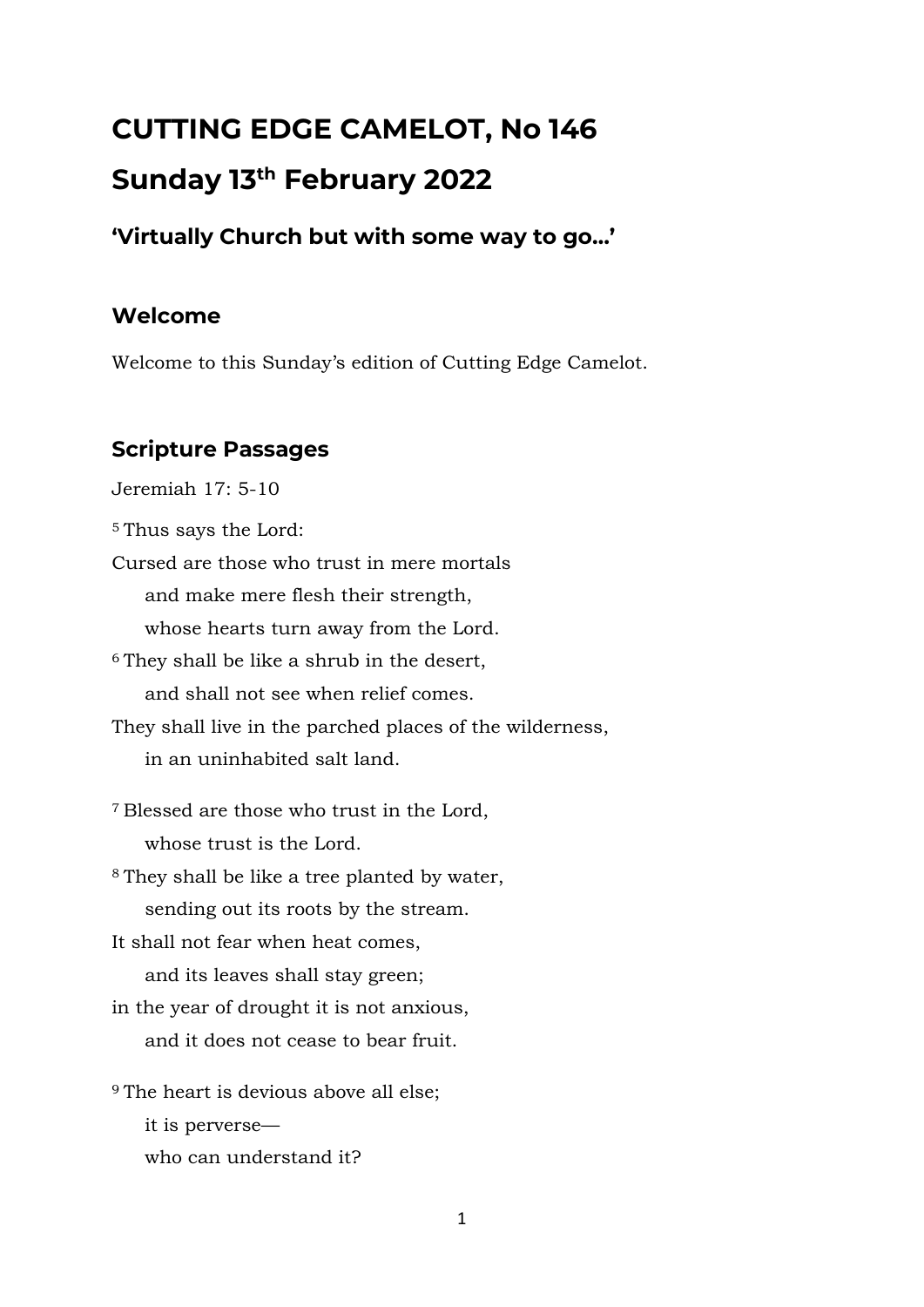# CUTTING EDGE CAMELOT, No 146

# Sunday 13th February 2022

### 'Virtually Church but with some way to go…'

## Welcome

Welcome to this Sunday's edition of Cutting Edge Camelot.

## Scripture Passages

Jeremiah 17: 5-10

[5] Thus says the Lord:  
Cursed are those who trust in mere mortals  
  and make mere flesh their strength,  
  whose hearts turn away from the Lord.  
[6] They shall be like a shrub in the desert,  
  and shall not see when relief comes.  
They shall live in the parched places of the wilderness,  
  in an uninhabited salt land.

[7] Blessed are those who trust in the Lord,  
  whose trust is the Lord.  
[8] They shall be like a tree planted by water,  
  sending out its roots by the stream.  
It shall not fear when heat comes,  
  and its leaves shall stay green;  
in the year of drought it is not anxious,  
  and it does not cease to bear fruit.

[9] The heart is devious above all else;  
  it is perverse—  
  who can understand it?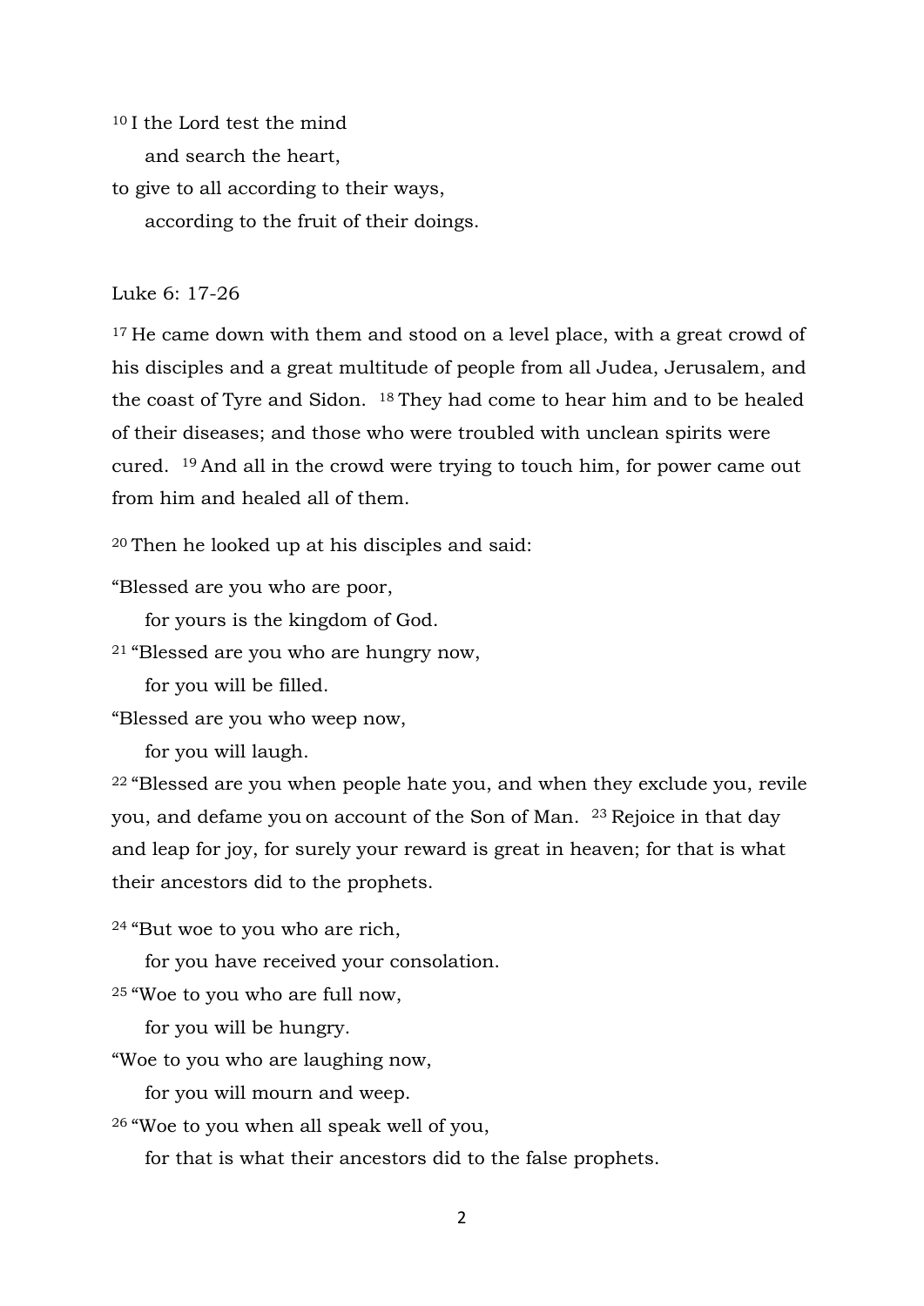[10] I the Lord test the mind
    and search the heart,
to give to all according to their ways,
    according to the fruit of their doings.

Luke 6: 17-26

[17] He came down with them and stood on a level place, with a great crowd of his disciples and a great multitude of people from all Judea, Jerusalem, and the coast of Tyre and Sidon. [18] They had come to hear him and to be healed of their diseases; and those who were troubled with unclean spirits were cured. [19] And all in the crowd were trying to touch him, for power came out from him and healed all of them.

[20] Then he looked up at his disciples and said:

"Blessed are you who are poor,
    for yours is the kingdom of God.
[21] "Blessed are you who are hungry now,
    for you will be filled.
"Blessed are you who weep now,
    for you will laugh.
[22] "Blessed are you when people hate you, and when they exclude you, revile you, and defame you on account of the Son of Man. [23] Rejoice in that day and leap for joy, for surely your reward is great in heaven; for that is what their ancestors did to the prophets.

[24] "But woe to you who are rich,
    for you have received your consolation.
[25] "Woe to you who are full now,
    for you will be hungry.
"Woe to you who are laughing now,
    for you will mourn and weep.
[26] "Woe to you when all speak well of you,
    for that is what their ancestors did to the false prophets.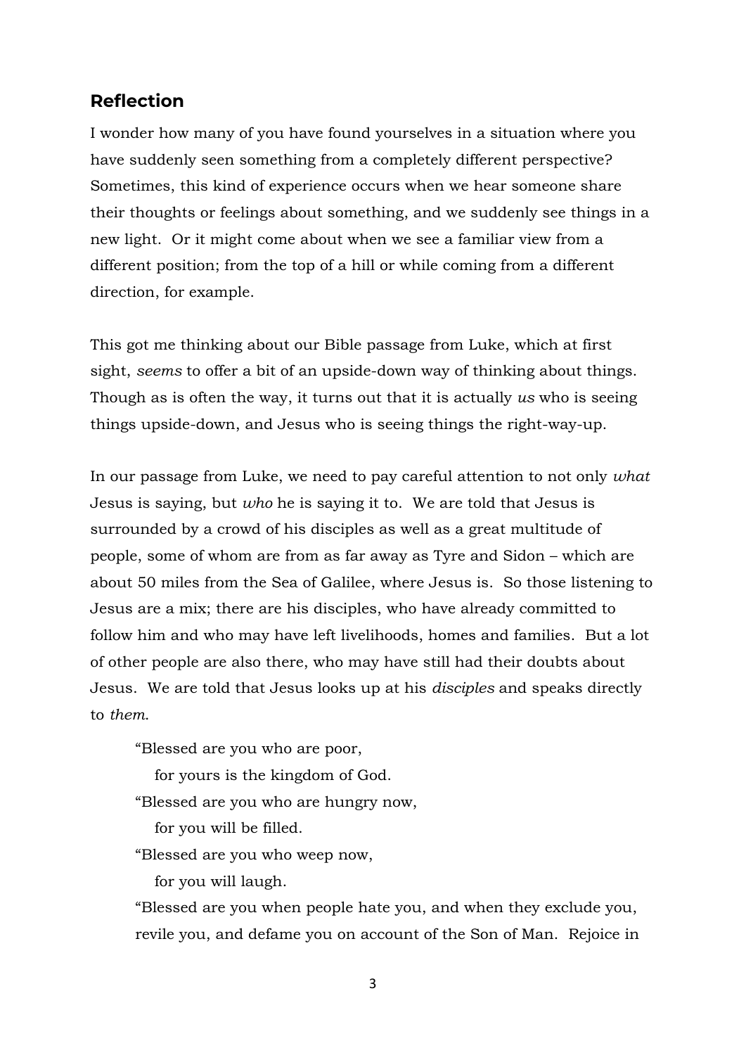## Reflection

I wonder how many of you have found yourselves in a situation where you have suddenly seen something from a completely different perspective? Sometimes, this kind of experience occurs when we hear someone share their thoughts or feelings about something, and we suddenly see things in a new light. Or it might come about when we see a familiar view from a different position; from the top of a hill or while coming from a different direction, for example.

This got me thinking about our Bible passage from Luke, which at first sight, *seems* to offer a bit of an upside-down way of thinking about things. Though as is often the way, it turns out that it is actually *us* who is seeing things upside-down, and Jesus who is seeing things the right-way-up.

In our passage from Luke, we need to pay careful attention to not only *what* Jesus is saying, but *who* he is saying it to. We are told that Jesus is surrounded by a crowd of his disciples as well as a great multitude of people, some of whom are from as far away as Tyre and Sidon – which are about 50 miles from the Sea of Galilee, where Jesus is. So those listening to Jesus are a mix; there are his disciples, who have already committed to follow him and who may have left livelihoods, homes and families. But a lot of other people are also there, who may have still had their doubts about Jesus. We are told that Jesus looks up at his *disciples* and speaks directly to *them*.

> "Blessed are you who are poor,
> for yours is the kingdom of God.
> "Blessed are you who are hungry now,
> for you will be filled.
> "Blessed are you who weep now,
> for you will laugh.
> "Blessed are you when people hate you, and when they exclude you, revile you, and defame you on account of the Son of Man. Rejoice in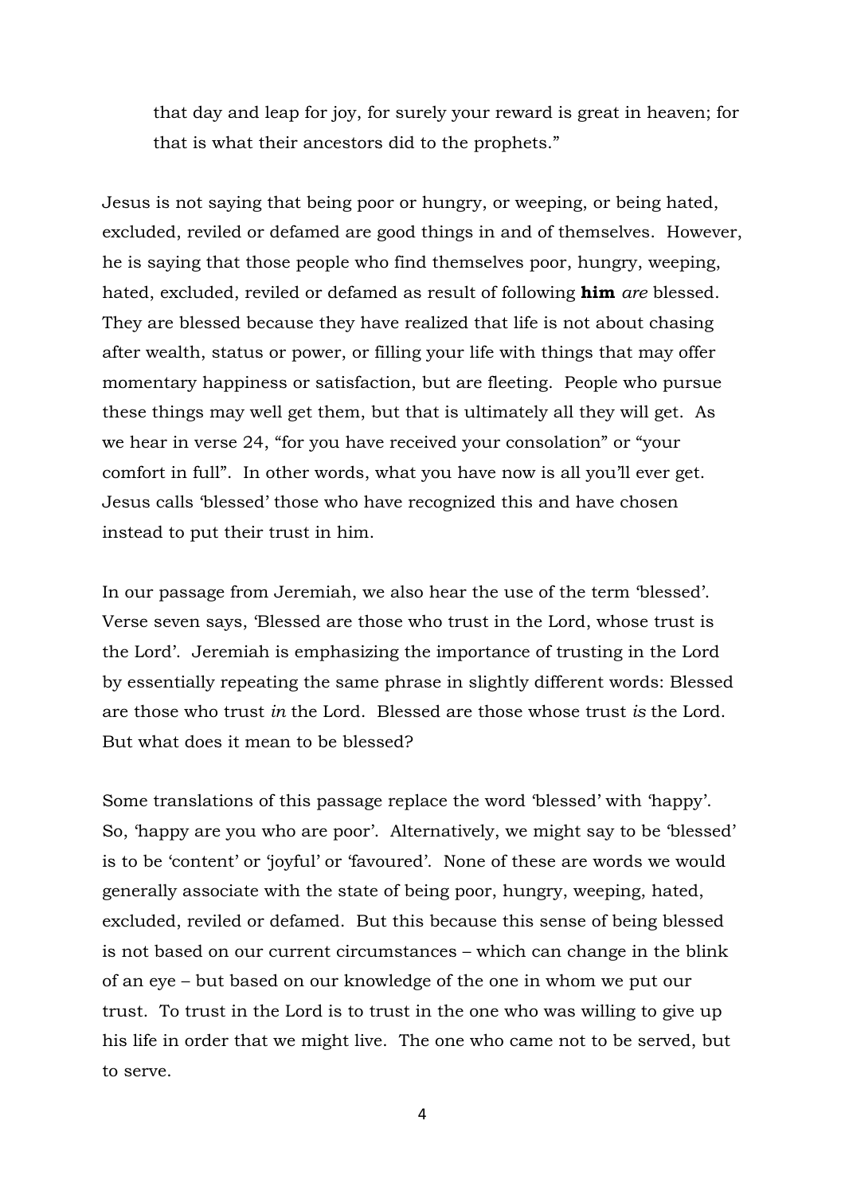> that day and leap for joy, for surely your reward is great in heaven; for that is what their ancestors did to the prophets."

Jesus is not saying that being poor or hungry, or weeping, or being hated, excluded, reviled or defamed are good things in and of themselves. However, he is saying that those people who find themselves poor, hungry, weeping, hated, excluded, reviled or defamed as result of following **him** *are* blessed. They are blessed because they have realized that life is not about chasing after wealth, status or power, or filling your life with things that may offer momentary happiness or satisfaction, but are fleeting. People who pursue these things may well get them, but that is ultimately all they will get. As we hear in verse 24, "for you have received your consolation" or "your comfort in full". In other words, what you have now is all you'll ever get. Jesus calls 'blessed' those who have recognized this and have chosen instead to put their trust in him.

In our passage from Jeremiah, we also hear the use of the term 'blessed'. Verse seven says, 'Blessed are those who trust in the Lord, whose trust is the Lord'. Jeremiah is emphasizing the importance of trusting in the Lord by essentially repeating the same phrase in slightly different words: Blessed are those who trust *in* the Lord. Blessed are those whose trust *is* the Lord. But what does it mean to be blessed?

Some translations of this passage replace the word 'blessed' with 'happy'. So, 'happy are you who are poor'. Alternatively, we might say to be 'blessed' is to be 'content' or 'joyful' or 'favoured'. None of these are words we would generally associate with the state of being poor, hungry, weeping, hated, excluded, reviled or defamed. But this because this sense of being blessed is not based on our current circumstances – which can change in the blink of an eye – but based on our knowledge of the one in whom we put our trust. To trust in the Lord is to trust in the one who was willing to give up his life in order that we might live. The one who came not to be served, but to serve.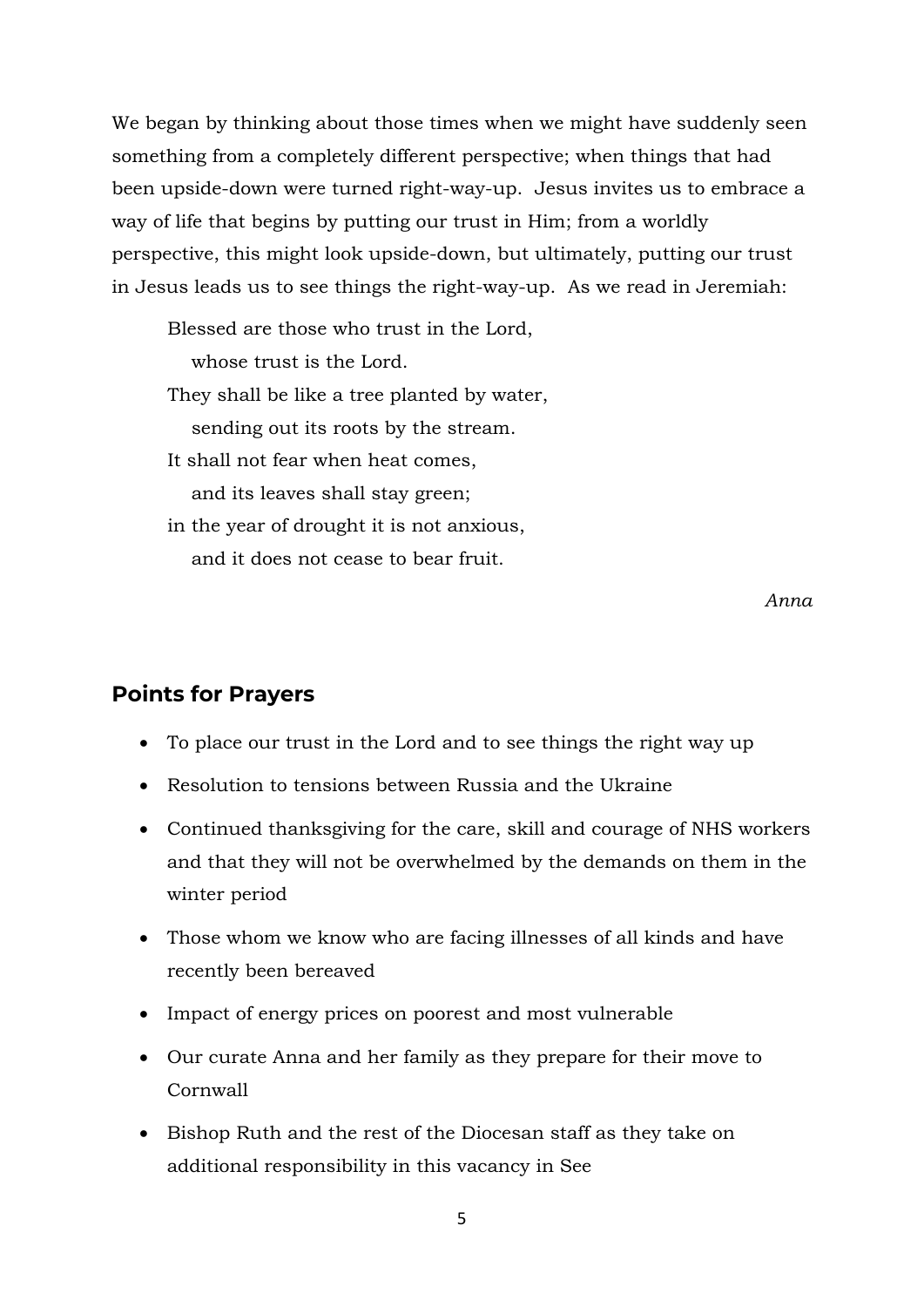We began by thinking about those times when we might have suddenly seen something from a completely different perspective; when things that had been upside-down were turned right-way-up. Jesus invites us to embrace a way of life that begins by putting our trust in Him; from a worldly perspective, this might look upside-down, but ultimately, putting our trust in Jesus leads us to see things the right-way-up. As we read in Jeremiah:

> Blessed are those who trust in the Lord,
> &nbsp;&nbsp;&nbsp;whose trust is the Lord.
> They shall be like a tree planted by water,
> &nbsp;&nbsp;&nbsp;sending out its roots by the stream.
> It shall not fear when heat comes,
> &nbsp;&nbsp;&nbsp;and its leaves shall stay green;
> in the year of drought it is not anxious,
> &nbsp;&nbsp;&nbsp;and it does not cease to bear fruit.

*Anna*

## Points for Prayers

- To place our trust in the Lord and to see things the right way up
- Resolution to tensions between Russia and the Ukraine
- Continued thanksgiving for the care, skill and courage of NHS workers and that they will not be overwhelmed by the demands on them in the winter period
- Those whom we know who are facing illnesses of all kinds and have recently been bereaved
- Impact of energy prices on poorest and most vulnerable
- Our curate Anna and her family as they prepare for their move to Cornwall
- Bishop Ruth and the rest of the Diocesan staff as they take on additional responsibility in this vacancy in See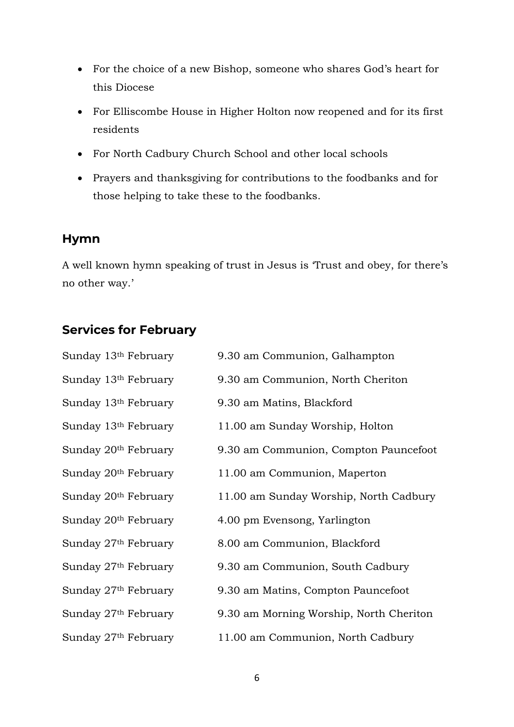- For the choice of a new Bishop, someone who shares God's heart for this Diocese
- For Elliscombe House in Higher Holton now reopened and for its first residents
- For North Cadbury Church School and other local schools
- Prayers and thanksgiving for contributions to the foodbanks and for those helping to take these to the foodbanks.

## Hymn

A well known hymn speaking of trust in Jesus is 'Trust and obey, for there's no other way.'

## Services for February

| | |
|---|---|
| Sunday 13th February | 9.30 am Communion, Galhampton |
| Sunday 13th February | 9.30 am Communion, North Cheriton |
| Sunday 13th February | 9.30 am Matins, Blackford |
| Sunday 13th February | 11.00 am Sunday Worship, Holton |
| Sunday 20th February | 9.30 am Communion, Compton Pauncefoot |
| Sunday 20th February | 11.00 am Communion, Maperton |
| Sunday 20th February | 11.00 am Sunday Worship, North Cadbury |
| Sunday 20th February | 4.00 pm Evensong, Yarlington |
| Sunday 27th February | 8.00 am Communion, Blackford |
| Sunday 27th February | 9.30 am Communion, South Cadbury |
| Sunday 27th February | 9.30 am Matins, Compton Pauncefoot |
| Sunday 27th February | 9.30 am Morning Worship, North Cheriton |
| Sunday 27th February | 11.00 am Communion, North Cadbury |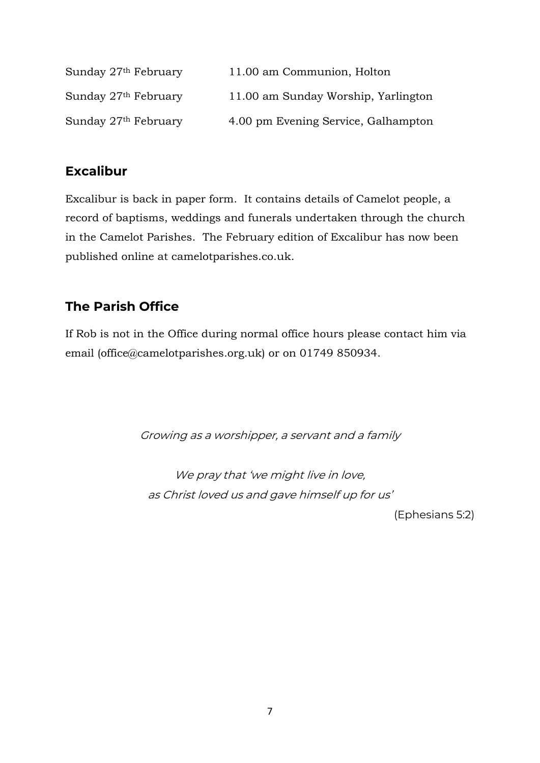| | |
|---|---|
| Sunday 27th February | 11.00 am Communion, Holton |
| Sunday 27th February | 11.00 am Sunday Worship, Yarlington |
| Sunday 27th February | 4.00 pm Evening Service, Galhampton |

## Excalibur

Excalibur is back in paper form. It contains details of Camelot people, a record of baptisms, weddings and funerals undertaken through the church in the Camelot Parishes. The February edition of Excalibur has now been published online at camelotparishes.co.uk.

## The Parish Office

If Rob is not in the Office during normal office hours please contact him via email (office@camelotparishes.org.uk) or on 01749 850934.

*Growing as a worshipper, a servant and a family*

*We pray that 'we might live in love,*
*as Christ loved us and gave himself up for us'*

(Ephesians 5:2)